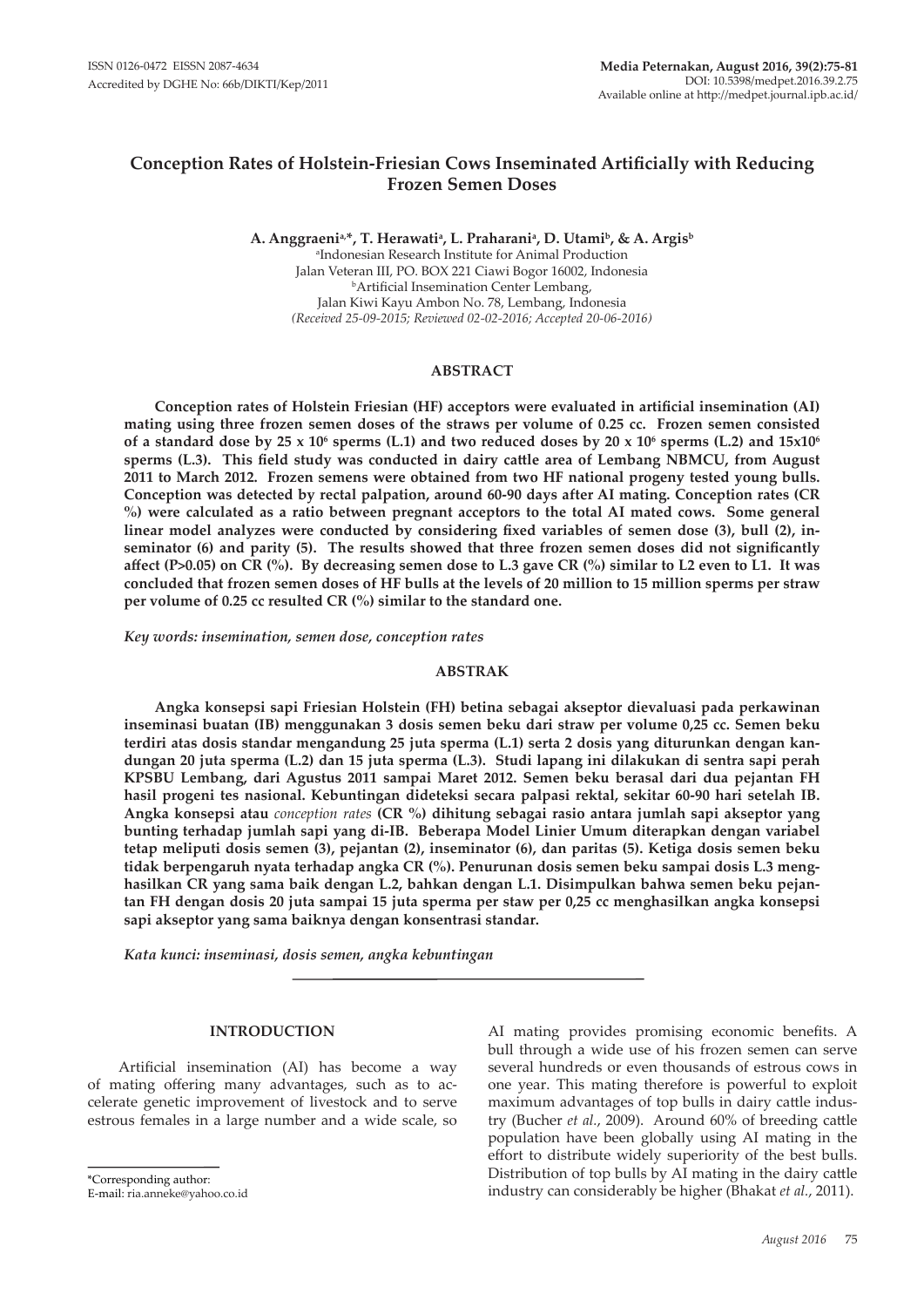# Conception Rates of Holstein-Friesian Cows Inseminated Artificially with Reducing Frozen Semen Doses

**A. Anggraeni[a,*], T. Herawati[a], L. Praharani[a], D. Utami[b], & A. Argis[b]**

[a]Indonesian Research Institute for Animal Production
Jalan Veteran III, PO. BOX 221 Ciawi Bogor 16002, Indonesia
[b]Artificial Insemination Center Lembang,
Jalan Kiwi Kayu Ambon No. 78, Lembang, Indonesia
*(Received 25-09-2015; Reviewed 02-02-2016; Accepted 20-06-2016)*

## ABSTRACT

**Conception rates of Holstein Friesian (HF) acceptors were evaluated in artificial insemination (AI) mating using three frozen semen doses of the straws per volume of 0.25 cc. Frozen semen consisted of a standard dose by 25 x $10^6$ sperms (L.1) and two reduced doses by 20 x $10^6$ sperms (L.2) and 15x$10^6$ sperms (L.3). This field study was conducted in dairy cattle area of Lembang NBMCU, from August 2011 to March 2012. Frozen semens were obtained from two HF national progeny tested young bulls. Conception was detected by rectal palpation, around 60-90 days after AI mating. Conception rates (CR %) were calculated as a ratio between pregnant acceptors to the total AI mated cows. Some general linear model analyzes were conducted by considering fixed variables of semen dose (3), bull (2), inseminator (6) and parity (5). The results showed that three frozen semen doses did not significantly affect (P>0.05) on CR (%). By decreasing semen dose to L.3 gave CR (%) similar to L2 even to L1. It was concluded that frozen semen doses of HF bulls at the levels of 20 million to 15 million sperms per straw per volume of 0.25 cc resulted CR (%) similar to the standard one.**

*Key words: insemination, semen dose, conception rates*

## ABSTRAK

**Angka konsepsi sapi Friesian Holstein (FH) betina sebagai akseptor dievaluasi pada perkawinan inseminasi buatan (IB) menggunakan 3 dosis semen beku dari straw per volume 0,25 cc. Semen beku terdiri atas dosis standar mengandung 25 juta sperma (L.1) serta 2 dosis yang diturunkan dengan kandungan 20 juta sperma (L.2) dan 15 juta sperma (L.3). Studi lapang ini dilakukan di sentra sapi perah KPSBU Lembang, dari Agustus 2011 sampai Maret 2012. Semen beku berasal dari dua pejantan FH hasil progeni tes nasional. Kebuntingan dideteksi secara palpasi rektal, sekitar 60-90 hari setelah IB. Angka konsepsi atau *conception rates* (CR %) dihitung sebagai rasio antara jumlah sapi akseptor yang bunting terhadap jumlah sapi yang di-IB. Beberapa Model Linier Umum diterapkan dengan variabel tetap meliputi dosis semen (3), pejantan (2), inseminator (6), dan paritas (5). Ketiga dosis semen beku tidak berpengaruh nyata terhadap angka CR (%). Penurunan dosis semen beku sampai dosis L.3 menghasilkan CR yang sama baik dengan L.2, bahkan dengan L.1. Disimpulkan bahwa semen beku pejantan FH dengan dosis 20 juta sampai 15 juta sperma per staw per 0,25 cc menghasilkan angka konsepsi sapi akseptor yang sama baiknya dengan konsentrasi standar.**

*Kata kunci: inseminasi, dosis semen, angka kebuntingan*

## INTRODUCTION

Artificial insemination (AI) has become a way of mating offering many advantages, such as to accelerate genetic improvement of livestock and to serve estrous females in a large number and a wide scale, so AI mating provides promising economic benefits. A bull through a wide use of his frozen semen can serve several hundreds or even thousands of estrous cows in one year. This mating therefore is powerful to exploit maximum advantages of top bulls in dairy cattle industry (Bucher *et al.*, 2009). Around 60% of breeding cattle population have been globally using AI mating in the effort to distribute widely superiority of the best bulls. Distribution of top bulls by AI mating in the dairy cattle industry can considerably be higher (Bhakat *et al.*, 2011).

*Corresponding author:
E-mail: ria.anneke@yahoo.co.id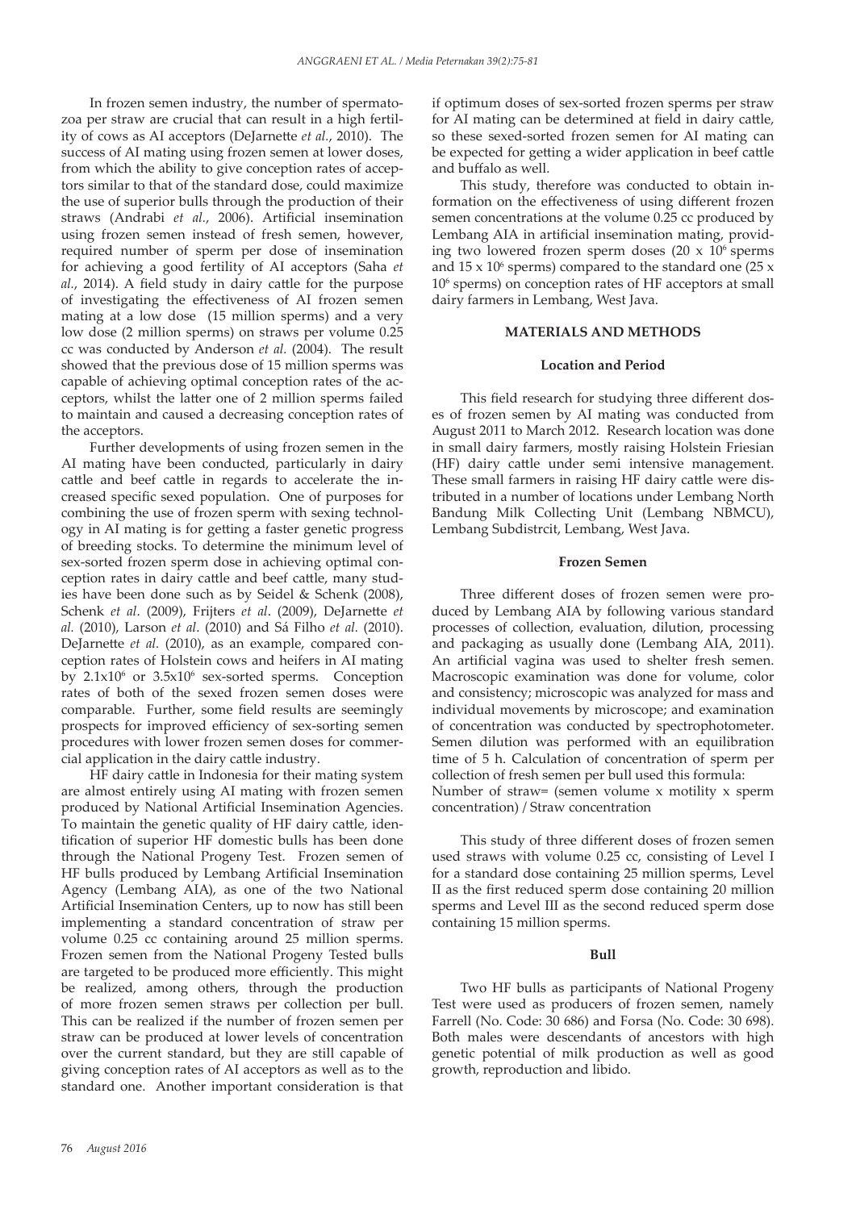In frozen semen industry, the number of spermatozoa per straw are crucial that can result in a high fertility of cows as AI acceptors (DeJarnette *et al*., 2010). The success of AI mating using frozen semen at lower doses, from which the ability to give conception rates of acceptors similar to that of the standard dose, could maximize the use of superior bulls through the production of their straws (Andrabi *et al*., 2006). Artificial insemination using frozen semen instead of fresh semen, however, required number of sperm per dose of insemination for achieving a good fertility of AI acceptors (Saha *et al*., 2014). A field study in dairy cattle for the purpose of investigating the effectiveness of AI frozen semen mating at a low dose (15 million sperms) and a very low dose (2 million sperms) on straws per volume 0.25 cc was conducted by Anderson *et al.* (2004). The result showed that the previous dose of 15 million sperms was capable of achieving optimal conception rates of the acceptors, whilst the latter one of 2 million sperms failed to maintain and caused a decreasing conception rates of the acceptors.

Further developments of using frozen semen in the AI mating have been conducted, particularly in dairy cattle and beef cattle in regards to accelerate the increased specific sexed population. One of purposes for combining the use of frozen sperm with sexing technology in AI mating is for getting a faster genetic progress of breeding stocks. To determine the minimum level of sex-sorted frozen sperm dose in achieving optimal conception rates in dairy cattle and beef cattle, many studies have been done such as by Seidel & Schenk (2008), Schenk *et al*. (2009), Frijters *et al*. (2009), DeJarnette *et al.* (2010), Larson *et al*. (2010) and Sá Filho *et al.* (2010). DeJarnette *et al.* (2010), as an example, compared conception rates of Holstein cows and heifers in AI mating by $2.1 \times 10^6$ or $3.5 \times 10^6$ sex-sorted sperms. Conception rates of both of the sexed frozen semen doses were comparable. Further, some field results are seemingly prospects for improved efficiency of sex-sorting semen procedures with lower frozen semen doses for commercial application in the dairy cattle industry.

HF dairy cattle in Indonesia for their mating system are almost entirely using AI mating with frozen semen produced by National Artificial Insemination Agencies. To maintain the genetic quality of HF dairy cattle, identification of superior HF domestic bulls has been done through the National Progeny Test. Frozen semen of HF bulls produced by Lembang Artificial Insemination Agency (Lembang AIA), as one of the two National Artificial Insemination Centers, up to now has still been implementing a standard concentration of straw per volume 0.25 cc containing around 25 million sperms. Frozen semen from the National Progeny Tested bulls are targeted to be produced more efficiently. This might be realized, among others, through the production of more frozen semen straws per collection per bull. This can be realized if the number of frozen semen per straw can be produced at lower levels of concentration over the current standard, but they are still capable of giving conception rates of AI acceptors as well as to the standard one. Another important consideration is that if optimum doses of sex-sorted frozen sperms per straw for AI mating can be determined at field in dairy cattle, so these sexed-sorted frozen semen for AI mating can be expected for getting a wider application in beef cattle and buffalo as well.

This study, therefore was conducted to obtain information on the effectiveness of using different frozen semen concentrations at the volume 0.25 cc produced by Lembang AIA in artificial insemination mating, providing two lowered frozen sperm doses ($20 \times 10^6$ sperms and $15 \times 10^6$ sperms) compared to the standard one ($25 \times 10^6$ sperms) on conception rates of HF acceptors at small dairy farmers in Lembang, West Java.

## MATERIALS AND METHODS

### Location and Period

This field research for studying three different doses of frozen semen by AI mating was conducted from August 2011 to March 2012. Research location was done in small dairy farmers, mostly raising Holstein Friesian (HF) dairy cattle under semi intensive management. These small farmers in raising HF dairy cattle were distributed in a number of locations under Lembang North Bandung Milk Collecting Unit (Lembang NBMCU), Lembang Subdistrcit, Lembang, West Java.

### Frozen Semen

Three different doses of frozen semen were produced by Lembang AIA by following various standard processes of collection, evaluation, dilution, processing and packaging as usually done (Lembang AIA, 2011). An artificial vagina was used to shelter fresh semen. Macroscopic examination was done for volume, color and consistency; microscopic was analyzed for mass and individual movements by microscope; and examination of concentration was conducted by spectrophotometer. Semen dilution was performed with an equilibration time of 5 h. Calculation of concentration of sperm per collection of fresh semen per bull used this formula:

Number of straw= (semen volume x motility x sperm concentration) / Straw concentration

This study of three different doses of frozen semen used straws with volume 0.25 cc, consisting of Level I for a standard dose containing 25 million sperms, Level II as the first reduced sperm dose containing 20 million sperms and Level III as the second reduced sperm dose containing 15 million sperms.

### Bull

Two HF bulls as participants of National Progeny Test were used as producers of frozen semen, namely Farrell (No. Code: 30 686) and Forsa (No. Code: 30 698). Both males were descendants of ancestors with high genetic potential of milk production as well as good growth, reproduction and libido.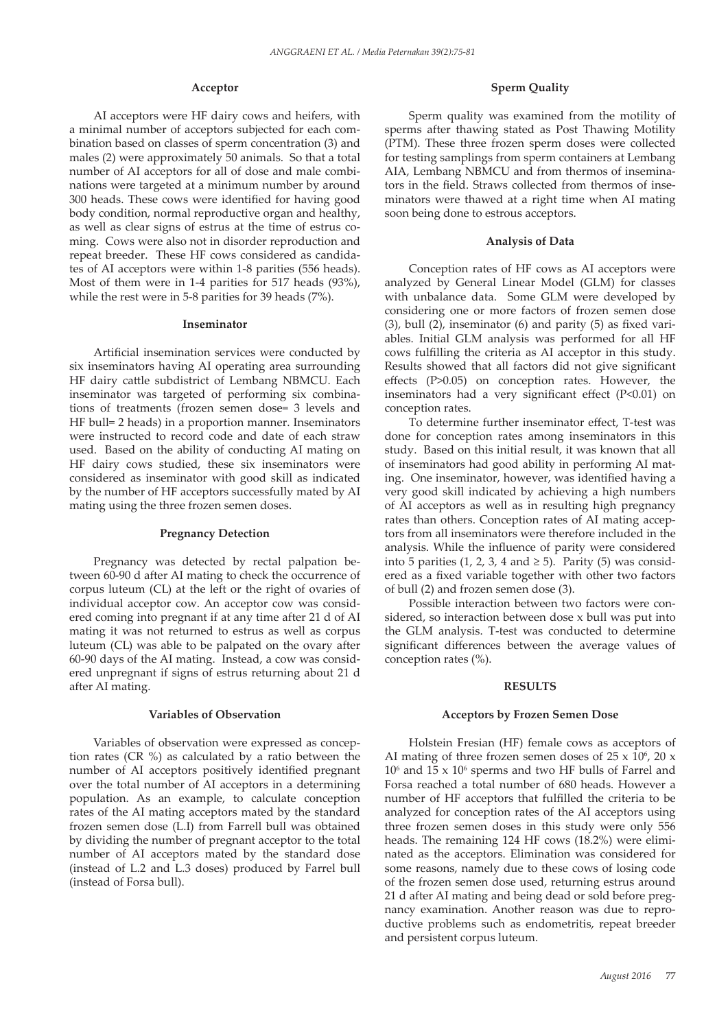#### Acceptor

AI acceptors were HF dairy cows and heifers, with a minimal number of acceptors subjected for each combination based on classes of sperm concentration (3) and males (2) were approximately 50 animals. So that a total number of AI acceptors for all of dose and male combinations were targeted at a minimum number by around 300 heads. These cows were identified for having good body condition, normal reproductive organ and healthy, as well as clear signs of estrus at the time of estrus coming. Cows were also not in disorder reproduction and repeat breeder. These HF cows considered as candidates of AI acceptors were within 1-8 parities (556 heads). Most of them were in 1-4 parities for 517 heads (93%), while the rest were in 5-8 parities for 39 heads (7%).

#### Inseminator

Artificial insemination services were conducted by six inseminators having AI operating area surrounding HF dairy cattle subdistrict of Lembang NBMCU. Each inseminator was targeted of performing six combinations of treatments (frozen semen dose= 3 levels and HF bull= 2 heads) in a proportion manner. Inseminators were instructed to record code and date of each straw used. Based on the ability of conducting AI mating on HF dairy cows studied, these six inseminators were considered as inseminator with good skill as indicated by the number of HF acceptors successfully mated by AI mating using the three frozen semen doses.

#### Pregnancy Detection

Pregnancy was detected by rectal palpation between 60-90 d after AI mating to check the occurrence of corpus luteum (CL) at the left or the right of ovaries of individual acceptor cow. An acceptor cow was considered coming into pregnant if at any time after 21 d of AI mating it was not returned to estrus as well as corpus luteum (CL) was able to be palpated on the ovary after 60-90 days of the AI mating. Instead, a cow was considered unpregnant if signs of estrus returning about 21 d after AI mating.

#### Variables of Observation

Variables of observation were expressed as conception rates (CR %) as calculated by a ratio between the number of AI acceptors positively identified pregnant over the total number of AI acceptors in a determining population. As an example, to calculate conception rates of the AI mating acceptors mated by the standard frozen semen dose (L.I) from Farrell bull was obtained by dividing the number of pregnant acceptor to the total number of AI acceptors mated by the standard dose (instead of L.2 and L.3 doses) produced by Farrel bull (instead of Forsa bull).

#### Sperm Quality

Sperm quality was examined from the motility of sperms after thawing stated as Post Thawing Motility (PTM). These three frozen sperm doses were collected for testing samplings from sperm containers at Lembang AIA, Lembang NBMCU and from thermos of inseminators in the field. Straws collected from thermos of inseminators were thawed at a right time when AI mating soon being done to estrous acceptors.

#### Analysis of Data

Conception rates of HF cows as AI acceptors were analyzed by General Linear Model (GLM) for classes with unbalance data. Some GLM were developed by considering one or more factors of frozen semen dose (3), bull (2), inseminator (6) and parity (5) as fixed variables. Initial GLM analysis was performed for all HF cows fulfilling the criteria as AI acceptor in this study. Results showed that all factors did not give significant effects ($P>0.05$) on conception rates. However, the inseminators had a very significant effect ($P<0.01$) on conception rates.

To determine further inseminator effect, T-test was done for conception rates among inseminators in this study. Based on this initial result, it was known that all of inseminators had good ability in performing AI mating. One inseminator, however, was identified having a very good skill indicated by achieving a high numbers of AI acceptors as well as in resulting high pregnancy rates than others. Conception rates of AI mating acceptors from all inseminators were therefore included in the analysis. While the influence of parity were considered into 5 parities (1, 2, 3, 4 and $\geq 5$). Parity (5) was considered as a fixed variable together with other two factors of bull (2) and frozen semen dose (3).

Possible interaction between two factors were considered, so interaction between dose x bull was put into the GLM analysis. T-test was conducted to determine significant differences between the average values of conception rates (%).

## RESULTS

#### Acceptors by Frozen Semen Dose

Holstein Fresian (HF) female cows as acceptors of AI mating of three frozen semen doses of $25 \times 10^6$, $20 \times 10^6$ and $15 \times 10^6$ sperms and two HF bulls of Farrel and Forsa reached a total number of 680 heads. However a number of HF acceptors that fulfilled the criteria to be analyzed for conception rates of the AI acceptors using three frozen semen doses in this study were only 556 heads. The remaining 124 HF cows (18.2%) were eliminated as the acceptors. Elimination was considered for some reasons, namely due to these cows of losing code of the frozen semen dose used, returning estrus around 21 d after AI mating and being dead or sold before pregnancy examination. Another reason was due to reproductive problems such as endometritis, repeat breeder and persistent corpus luteum.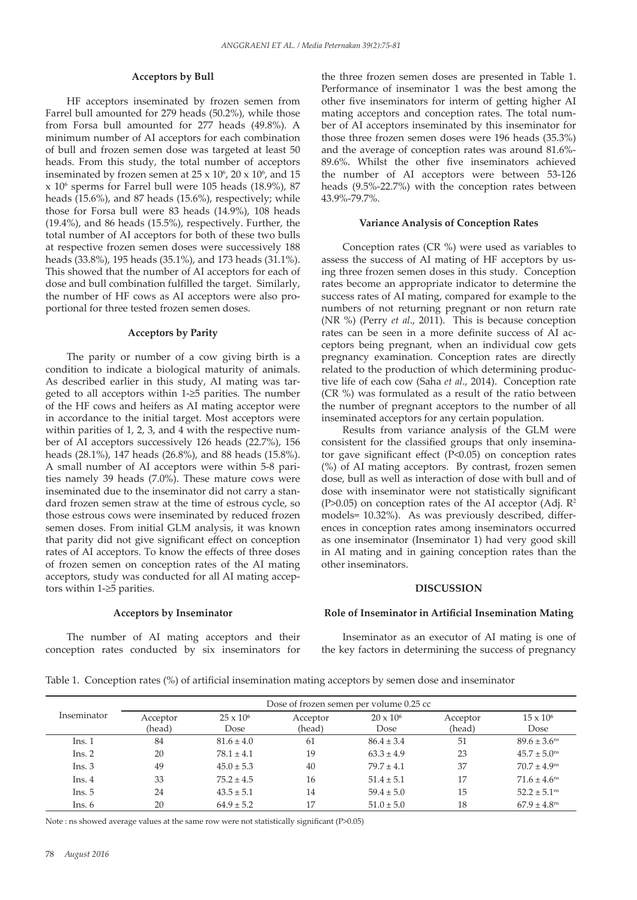### Acceptors by Bull

HF acceptors inseminated by frozen semen from Farrel bull amounted for 279 heads (50.2%), while those from Forsa bull amounted for 277 heads (49.8%). A minimum number of AI acceptors for each combination of bull and frozen semen dose was targeted at least 50 heads. From this study, the total number of acceptors inseminated by frozen semen at $25 \times 10^6$, $20 \times 10^6$, and $15 \times 10^6$ sperms for Farrel bull were 105 heads (18.9%), 87 heads (15.6%), and 87 heads (15.6%), respectively; while those for Forsa bull were 83 heads (14.9%), 108 heads (19.4%), and 86 heads (15.5%), respectively. Further, the total number of AI acceptors for both of these two bulls at respective frozen semen doses were successively 188 heads (33.8%), 195 heads (35.1%), and 173 heads (31.1%). This showed that the number of AI acceptors for each of dose and bull combination fulfilled the target. Similarly, the number of HF cows as AI acceptors were also proportional for three tested frozen semen doses.

### Acceptors by Parity

The parity or number of a cow giving birth is a condition to indicate a biological maturity of animals. As described earlier in this study, AI mating was targeted to all acceptors within 1-≥5 parities. The number of the HF cows and heifers as AI mating acceptor were in accordance to the initial target. Most acceptors were within parities of 1, 2, 3, and 4 with the respective number of AI acceptors successively 126 heads (22.7%), 156 heads (28.1%), 147 heads (26.8%), and 88 heads (15.8%). A small number of AI acceptors were within 5-8 parities namely 39 heads (7.0%). These mature cows were inseminated due to the inseminator did not carry a standard frozen semen straw at the time of estrous cycle, so those estrous cows were inseminated by reduced frozen semen doses. From initial GLM analysis, it was known that parity did not give significant effect on conception rates of AI acceptors. To know the effects of three doses of frozen semen on conception rates of the AI mating acceptors, study was conducted for all AI mating acceptors within 1-≥5 parities.

### Acceptors by Inseminator

The number of AI mating acceptors and their conception rates conducted by six inseminators for the three frozen semen doses are presented in Table 1. Performance of inseminator 1 was the best among the other five inseminators for interm of getting higher AI mating acceptors and conception rates. The total number of AI acceptors inseminated by this inseminator for those three frozen semen doses were 196 heads (35.3%) and the average of conception rates was around 81.6%-89.6%. Whilst the other five inseminators achieved the number of AI acceptors were between 53-126 heads (9.5%-22.7%) with the conception rates between 43.9%-79.7%.

### Variance Analysis of Conception Rates

Conception rates (CR %) were used as variables to assess the success of AI mating of HF acceptors by using three frozen semen doses in this study. Conception rates become an appropriate indicator to determine the success rates of AI mating, compared for example to the numbers of not returning pregnant or non return rate (NR %) (Perry *et al*., 2011). This is because conception rates can be seen in a more definite success of AI acceptors being pregnant, when an individual cow gets pregnancy examination. Conception rates are directly related to the production of which determining productive life of each cow (Saha *et al*., 2014). Conception rate (CR %) was formulated as a result of the ratio between the number of pregnant acceptors to the number of all inseminated acceptors for any certain population.

Results from variance analysis of the GLM were consistent for the classified groups that only inseminator gave significant effect ($P<0.05$) on conception rates (%) of AI mating acceptors. By contrast, frozen semen dose, bull as well as interaction of dose with bull and of dose with inseminator were not statistically significant ($P>0.05$) on conception rates of the AI acceptor (Adj. $R^2$ models= 10.32%). As was previously described, differences in conception rates among inseminators occurred as one inseminator (Inseminator 1) had very good skill in AI mating and in gaining conception rates than the other inseminators.

## DISCUSSION

### Role of Inseminator in Artificial Insemination Mating

Inseminator as an executor of AI mating is one of the key factors in determining the success of pregnancy

Table 1. Conception rates (%) of artificial insemination mating acceptors by semen dose and inseminator

| Inseminator | Dose of frozen semen per volume 0.25 cc | | | | | |
|---|---|---|---|---|---|---|
| | Acceptor (head) | $25 \times 10^6$ Dose | Acceptor (head) | $20 \times 10^6$ Dose | Acceptor (head) | $15 \times 10^6$ Dose |
| Ins. 1 | 84 | 81.6 ± 4.0 | 61 | 86.4 ± 3.4 | 51 | $89.6 \pm 3.6^{ns}$ |
| Ins. 2 | 20 | 78.1 ± 4.1 | 19 | 63.3 ± 4.9 | 23 | $45.7 \pm 5.0^{ns}$ |
| Ins. 3 | 49 | 45.0 ± 5.3 | 40 | 79.7 ± 4.1 | 37 | $70.7 \pm 4.9^{ns}$ |
| Ins. 4 | 33 | 75.2 ± 4.5 | 16 | 51.4 ± 5.1 | 17 | $71.6 \pm 4.6^{ns}$ |
| Ins. 5 | 24 | 43.5 ± 5.1 | 14 | 59.4 ± 5.0 | 15 | $52.2 \pm 5.1^{ns}$ |
| Ins. 6 | 20 | 64.9 ± 5.2 | 17 | 51.0 ± 5.0 | 18 | $67.9 \pm 4.8^{ns}$ |

Note : ns showed average values at the same row were not statistically significant ($P>0.05$)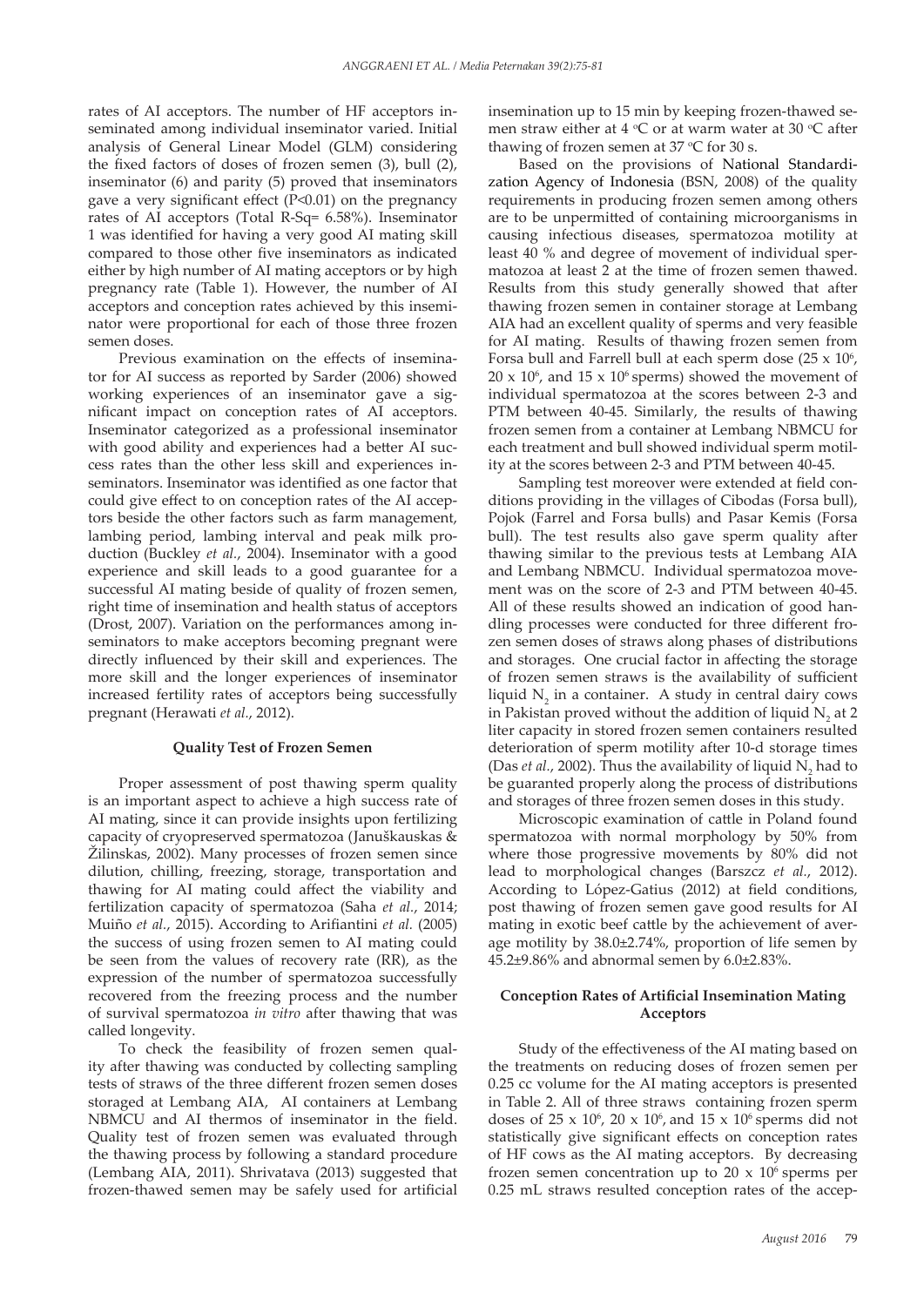rates of AI acceptors. The number of HF acceptors inseminated among individual inseminator varied. Initial analysis of General Linear Model (GLM) considering the fixed factors of doses of frozen semen (3), bull (2), inseminator (6) and parity (5) proved that inseminators gave a very significant effect (P<0.01) on the pregnancy rates of AI acceptors (Total R-Sq= 6.58%). Inseminator 1 was identified for having a very good AI mating skill compared to those other five inseminators as indicated either by high number of AI mating acceptors or by high pregnancy rate (Table 1). However, the number of AI acceptors and conception rates achieved by this inseminator were proportional for each of those three frozen semen doses.

Previous examination on the effects of inseminator for AI success as reported by Sarder (2006) showed working experiences of an inseminator gave a significant impact on conception rates of AI acceptors. Inseminator categorized as a professional inseminator with good ability and experiences had a better AI success rates than the other less skill and experiences inseminators. Inseminator was identified as one factor that could give effect to on conception rates of the AI acceptors beside the other factors such as farm management, lambing period, lambing interval and peak milk production (Buckley *et al.*, 2004). Inseminator with a good experience and skill leads to a good guarantee for a successful AI mating beside of quality of frozen semen, right time of insemination and health status of acceptors (Drost, 2007). Variation on the performances among inseminators to make acceptors becoming pregnant were directly influenced by their skill and experiences. The more skill and the longer experiences of inseminator increased fertility rates of acceptors being successfully pregnant (Herawati *et al.*, 2012).

### Quality Test of Frozen Semen

Proper assessment of post thawing sperm quality is an important aspect to achieve a high success rate of AI mating, since it can provide insights upon fertilizing capacity of cryopreserved spermatozoa (Januškauskas & Žilinskas, 2002). Many processes of frozen semen since dilution, chilling, freezing, storage, transportation and thawing for AI mating could affect the viability and fertilization capacity of spermatozoa (Saha *et al.*, 2014; Muiño *et al.*, 2015). According to Arifiantini *et al.* (2005) the success of using frozen semen to AI mating could be seen from the values of recovery rate (RR), as the expression of the number of spermatozoa successfully recovered from the freezing process and the number of survival spermatozoa *in vitro* after thawing that was called longevity.

To check the feasibility of frozen semen quality after thawing was conducted by collecting sampling tests of straws of the three different frozen semen doses storaged at Lembang AIA, AI containers at Lembang NBMCU and AI thermos of inseminator in the field. Quality test of frozen semen was evaluated through the thawing process by following a standard procedure (Lembang AIA, 2011). Shrivatava (2013) suggested that frozen-thawed semen may be safely used for artificial insemination up to 15 min by keeping frozen-thawed semen straw either at 4 °C or at warm water at 30 °C after thawing of frozen semen at 37 °C for 30 s.

Based on the provisions of National Standardization Agency of Indonesia (BSN, 2008) of the quality requirements in producing frozen semen among others are to be unpermitted of containing microorganisms in causing infectious diseases, spermatozoa motility at least 40 % and degree of movement of individual spermatozoa at least 2 at the time of frozen semen thawed. Results from this study generally showed that after thawing frozen semen in container storage at Lembang AIA had an excellent quality of sperms and very feasible for AI mating. Results of thawing frozen semen from Forsa bull and Farrell bull at each sperm dose ($25 \times 10^6$, $20 \times 10^6$, and $15 \times 10^6$ sperms) showed the movement of individual spermatozoa at the scores between 2-3 and PTM between 40-45. Similarly, the results of thawing frozen semen from a container at Lembang NBMCU for each treatment and bull showed individual sperm motility at the scores between 2-3 and PTM between 40-45.

Sampling test moreover were extended at field conditions providing in the villages of Cibodas (Forsa bull), Pojok (Farrel and Forsa bulls) and Pasar Kemis (Forsa bull). The test results also gave sperm quality after thawing similar to the previous tests at Lembang AIA and Lembang NBMCU. Individual spermatozoa movement was on the score of 2-3 and PTM between 40-45. All of these results showed an indication of good handling processes were conducted for three different frozen semen doses of straws along phases of distributions and storages. One crucial factor in affecting the storage of frozen semen straws is the availability of sufficient liquid $N_2$ in a container. A study in central dairy cows in Pakistan proved without the addition of liquid $N_2$ at 2 liter capacity in stored frozen semen containers resulted deterioration of sperm motility after 10-d storage times (Das *et al.*, 2002). Thus the availability of liquid $N_2$ had to be guaranteed properly along the process of distributions and storages of three frozen semen doses in this study.

Microscopic examination of cattle in Poland found spermatozoa with normal morphology by 50% from where those progressive movements by 80% did not lead to morphological changes (Barszcz *et al.*, 2012). According to López-Gatius (2012) at field conditions, post thawing of frozen semen gave good results for AI mating in exotic beef cattle by the achievement of average motility by 38.0±2.74%, proportion of life semen by 45.2±9.86% and abnormal semen by 6.0±2.83%.

### Conception Rates of Artificial Insemination Mating Acceptors

Study of the effectiveness of the AI mating based on the treatments on reducing doses of frozen semen per 0.25 cc volume for the AI mating acceptors is presented in Table 2. All of three straws containing frozen sperm doses of $25 \times 10^6$, $20 \times 10^6$, and $15 \times 10^6$ sperms did not statistically give significant effects on conception rates of HF cows as the AI mating acceptors. By decreasing frozen semen concentration up to $20 \times 10^6$ sperms per 0.25 mL straws resulted conception rates of the accep-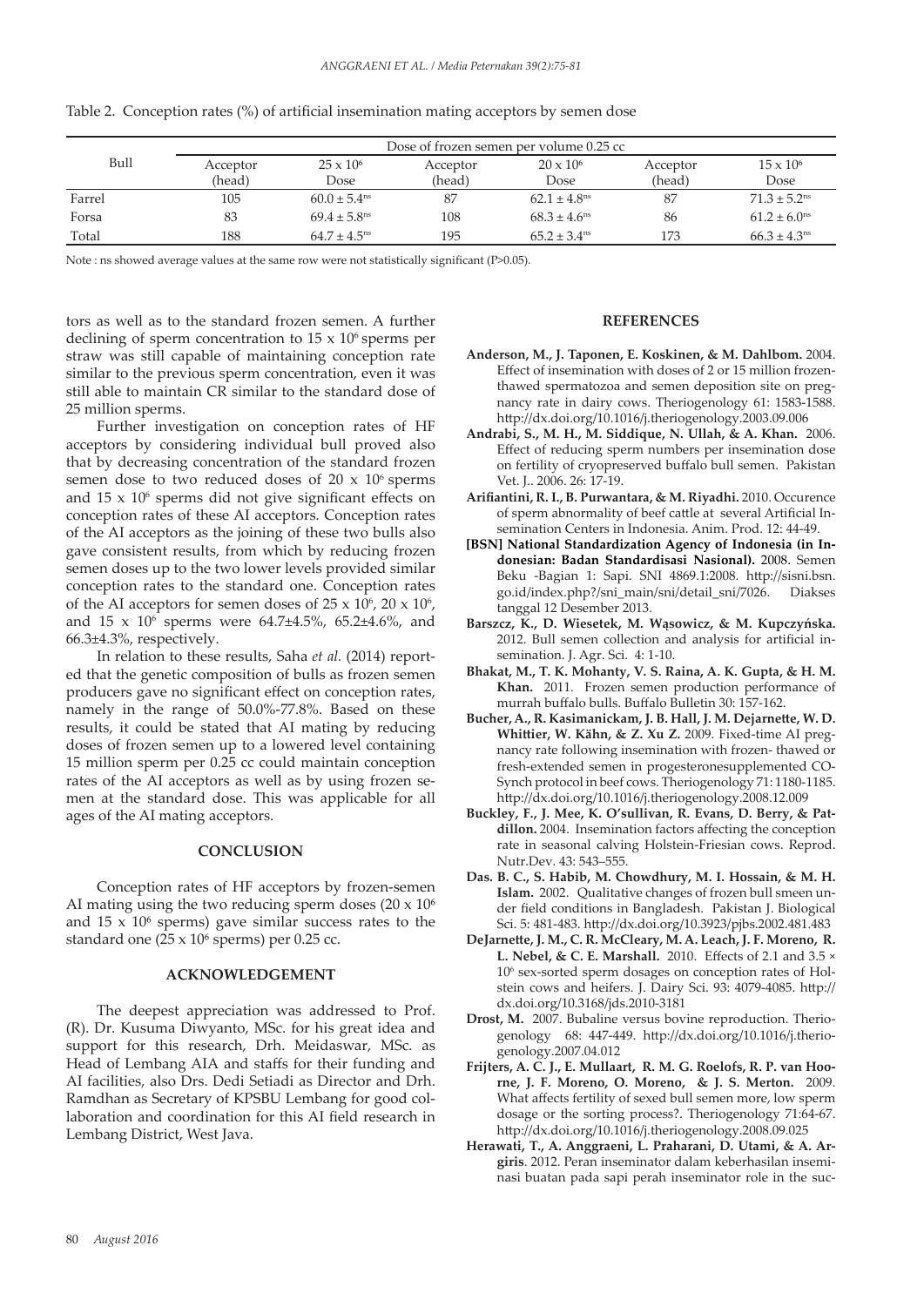Table 2. Conception rates (%) of artificial insemination mating acceptors by semen dose

| Bull | Dose of frozen semen per volume 0.25 cc | | | | | |
|---|---|---|---|---|---|---|
| | Acceptor (head) | $25 \times 10^6$ Dose | Acceptor (head) | $20 \times 10^6$ Dose | Acceptor (head) | $15 \times 10^6$ Dose |
| Farrel | 105 | $60.0 \pm 5.4^{ns}$ | 87 | $62.1 \pm 4.8^{ns}$ | 87 | $71.3 \pm 5.2^{ns}$ |
| Forsa | 83 | $69.4 \pm 5.8^{ns}$ | 108 | $68.3 \pm 4.6^{ns}$ | 86 | $61.2 \pm 6.0^{ns}$ |
| Total | 188 | $64.7 \pm 4.5^{ns}$ | 195 | $65.2 \pm 3.4^{ns}$ | 173 | $66.3 \pm 4.3^{ns}$ |

Note : ns showed average values at the same row were not statistically significant (P>0.05).

tors as well as to the standard frozen semen. A further declining of sperm concentration to $15 \times 10^6$ sperms per straw was still capable of maintaining conception rate similar to the previous sperm concentration, even it was still able to maintain CR similar to the standard dose of 25 million sperms.

Further investigation on conception rates of HF acceptors by considering individual bull proved also that by decreasing concentration of the standard frozen semen dose to two reduced doses of $20 \times 10^6$ sperms and $15 \times 10^6$ sperms did not give significant effects on conception rates of these AI acceptors. Conception rates of the AI acceptors as the joining of these two bulls also gave consistent results, from which by reducing frozen semen doses up to the two lower levels provided similar conception rates to the standard one. Conception rates of the AI acceptors for semen doses of $25 \times 10^6$, $20 \times 10^6$, and $15 \times 10^6$ sperms were 64.7±4.5%, 65.2±4.6%, and 66.3±4.3%, respectively.

In relation to these results, Saha *et al.* (2014) reported that the genetic composition of bulls as frozen semen producers gave no significant effect on conception rates, namely in the range of 50.0%-77.8%. Based on these results, it could be stated that AI mating by reducing doses of frozen semen up to a lowered level containing 15 million sperm per 0.25 cc could maintain conception rates of the AI acceptors as well as by using frozen semen at the standard dose. This was applicable for all ages of the AI mating acceptors.

## CONCLUSION

Conception rates of HF acceptors by frozen-semen AI mating using the two reducing sperm doses ($20 \times 10^6$ and $15 \times 10^6$ sperms) gave similar success rates to the standard one ($25 \times 10^6$ sperms) per 0.25 cc.

## ACKNOWLEDGEMENT

The deepest appreciation was addressed to Prof. (R). Dr. Kusuma Diwyanto, MSc. for his great idea and support for this research, Drh. Meidaswar, MSc. as Head of Lembang AIA and staffs for their funding and AI facilities, also Drs. Dedi Setiadi as Director and Drh. Ramdhan as Secretary of KPSBU Lembang for good collaboration and coordination for this AI field research in Lembang District, West Java.

## REFERENCES

**Anderson, M., J. Taponen, E. Koskinen, & M. Dahlbom.** 2004. Effect of insemination with doses of 2 or 15 million frozen-thawed spermatozoa and semen deposition site on pregnancy rate in dairy cows. Theriogenology 61: 1583-1588. http://dx.doi.org/10.1016/j.theriogenology.2003.09.006

**Andrabi, S., M. H., M. Siddique, N. Ullah, & A. Khan.** 2006. Effect of reducing sperm numbers per insemination dose on fertility of cryopreserved buffalo bull semen. Pakistan Vet. J.. 2006. 26: 17-19.

**Arifiantini, R. I., B. Purwantara, & M. Riyadhi.** 2010. Occurence of sperm abnormality of beef cattle at several Artificial Insemination Centers in Indonesia. Anim. Prod. 12: 44-49.

**[BSN] National Standardization Agency of Indonesia (in Indonesian: Badan Standardisasi Nasional).** 2008. Semen Beku -Bagian 1: Sapi. SNI 4869.1:2008. http://sisni.bsn.go.id/index.php?/sni_main/sni/detail_sni/7026. Diakses tanggal 12 Desember 2013.

**Barszcz, K., D. Wiesetek, M. Wąsowicz, & M. Kupczyńska.** 2012. Bull semen collection and analysis for artificial insemination. J. Agr. Sci. 4: 1-10.

**Bhakat, M., T. K. Mohanty, V. S. Raina, A. K. Gupta, & H. M. Khan.** 2011. Frozen semen production performance of murrah buffalo bulls. Buffalo Bulletin 30: 157-162.

**Bucher, A., R. Kasimanickam, J. B. Hall, J. M. Dejarnette, W. D. Whittier, W. Kähn, & Z. Xu Z.** 2009. Fixed-time AI pregnancy rate following insemination with frozen- thawed or fresh-extended semen in progesteronesupplemented CO-Synch protocol in beef cows. Theriogenology 71: 1180-1185. http://dx.doi.org/10.1016/j.theriogenology.2008.12.009

**Buckley, F., J. Mee, K. O'sullivan, R. Evans, D. Berry, & Patdillon.** 2004. Insemination factors affecting the conception rate in seasonal calving Holstein-Friesian cows. Reprod. Nutr.Dev. 43: 543–555.

**Das. B. C., S. Habib, M. Chowdhury, M. I. Hossain, & M. H. Islam.** 2002. Qualitative changes of frozen bull smeen under field conditions in Bangladesh. Pakistan J. Biological Sci. 5: 481-483. http://dx.doi.org/10.3923/pjbs.2002.481.483

**DeJarnette, J. M., C. R. McCleary, M. A. Leach, J. F. Moreno, R. L. Nebel, & C. E. Marshall.** 2010. Effects of 2.1 and 3.5 × $10^6$ sex-sorted sperm dosages on conception rates of Holstein cows and heifers. J. Dairy Sci. 93: 4079-4085. http://dx.doi.org/10.3168/jds.2010-3181

**Drost, M.** 2007. Bubaline versus bovine reproduction. Theriogenology 68: 447-449. http://dx.doi.org/10.1016/j.theriogenology.2007.04.012

**Frijters, A. C. J., E. Mullaart, R. M. G. Roelofs, R. P. van Hoorne, J. F. Moreno, O. Moreno, & J. S. Merton.** 2009. What affects fertility of sexed bull semen more, low sperm dosage or the sorting process?. Theriogenology 71:64-67. http://dx.doi.org/10.1016/j.theriogenology.2008.09.025

**Herawati, T., A. Anggraeni, L. Praharani, D. Utami, & A. Argiris**. 2012. Peran inseminator dalam keberhasilan inseminasi buatan pada sapi perah inseminator role in the suc-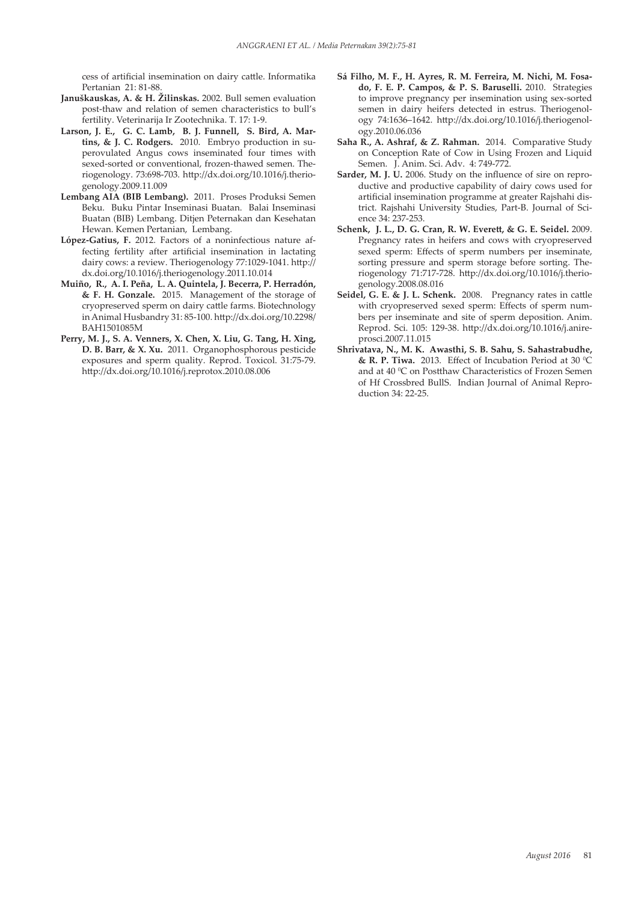cess of artificial insemination on dairy cattle. Informatika Pertanian 21: 81-88.

**Januškauskas, A. & H. Žilinskas.** 2002. Bull semen evaluation post-thaw and relation of semen characteristics to bull's fertility. Veterinarija Ir Zootechnika. T. 17: 1-9.

**Larson, J. E., G. C. Lamb, B. J. Funnell, S. Bird, A. Martins, & J. C. Rodgers.** 2010. Embryo production in superovulated Angus cows inseminated four times with sexed-sorted or conventional, frozen-thawed semen. Theriogenology. 73:698-703. http://dx.doi.org/10.1016/j.theriogenology.2009.11.009

**Lembang AIA (BIB Lembang).** 2011. Proses Produksi Semen Beku. Buku Pintar Inseminasi Buatan. Balai Inseminasi Buatan (BIB) Lembang. Ditjen Peternakan dan Kesehatan Hewan. Kemen Pertanian, Lembang.

**López-Gatius, F.** 2012. Factors of a noninfectious nature affecting fertility after artificial insemination in lactating dairy cows: a review. Theriogenology 77:1029-1041. http://dx.doi.org/10.1016/j.theriogenology.2011.10.014

**Muiño, R., A. I. Peña, L. A. Quintela, J. Becerra, P. Herradón, & F. H. Gonzale.** 2015. Management of the storage of cryopreserved sperm on dairy cattle farms. Biotechnology in Animal Husbandry 31: 85-100. http://dx.doi.org/10.2298/BAH1501085M

**Perry, M. J., S. A. Venners, X. Chen, X. Liu, G. Tang, H. Xing, D. B. Barr, & X. Xu.** 2011. Organophosphorous pesticide exposures and sperm quality. Reprod. Toxicol. 31:75-79. http://dx.doi.org/10.1016/j.reprotox.2010.08.006

**Sá Filho, M. F., H. Ayres, R. M. Ferreira, M. Nichi, M. Fosado, F. E. P. Campos, & P. S. Baruselli.** 2010. Strategies to improve pregnancy per insemination using sex-sorted semen in dairy heifers detected in estrus. Theriogenology 74:1636–1642. http://dx.doi.org/10.1016/j.theriogenology.2010.06.036

**Saha R., A. Ashraf, & Z. Rahman.** 2014. Comparative Study on Conception Rate of Cow in Using Frozen and Liquid Semen. J. Anim. Sci. Adv. 4: 749-772.

**Sarder, M. J. U.** 2006. Study on the influence of sire on reproductive and productive capability of dairy cows used for artificial insemination programme at greater Rajshahi district. Rajshahi University Studies, Part-B. Journal of Science 34: 237-253.

**Schenk, J. L., D. G. Cran, R. W. Everett, & G. E. Seidel.** 2009. Pregnancy rates in heifers and cows with cryopreserved sexed sperm: Effects of sperm numbers per inseminate, sorting pressure and sperm storage before sorting. Theriogenology 71:717-728. http://dx.doi.org/10.1016/j.theriogenology.2008.08.016

**Seidel, G. E. & J. L. Schenk.** 2008. Pregnancy rates in cattle with cryopreserved sexed sperm: Effects of sperm numbers per inseminate and site of sperm deposition. Anim. Reprod. Sci. 105: 129-38. http://dx.doi.org/10.1016/j.anireprosci.2007.11.015

**Shrivatava, N., M. K. Awasthi, S. B. Sahu, S. Sahastrabudhe, & R. P. Tiwa.** 2013. Effect of Incubation Period at 30 $^0$C and at 40 $^0$C on Postthaw Characteristics of Frozen Semen of Hf Crossbred BullS. Indian Journal of Animal Reproduction 34: 22-25.